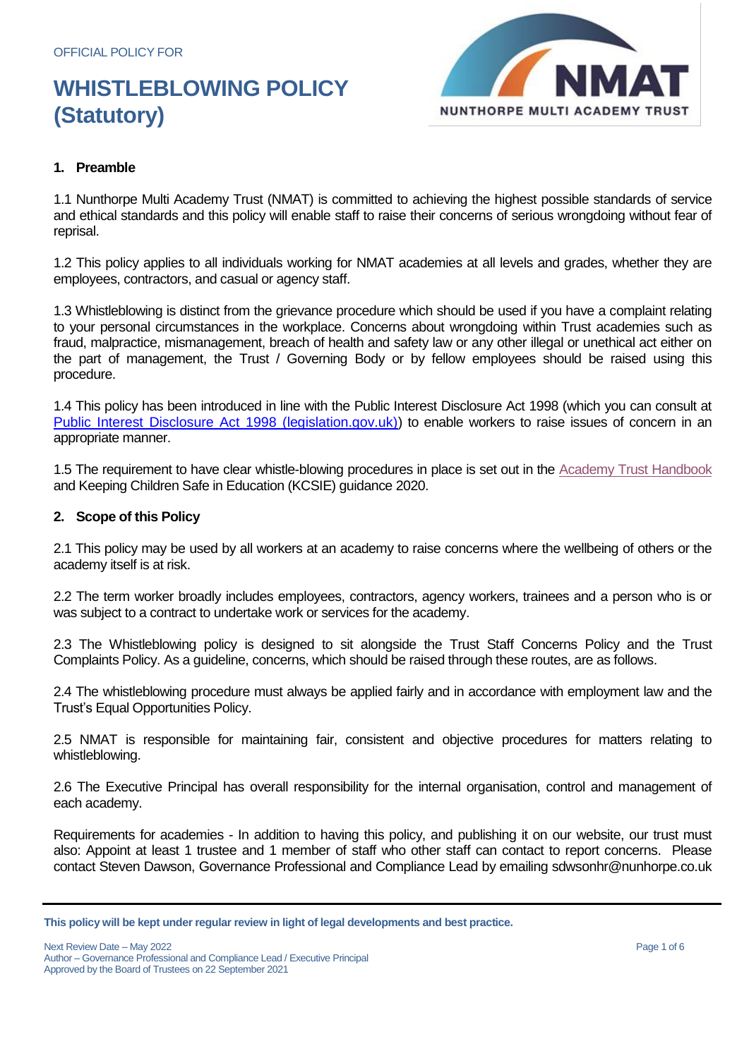OFFICIAL POLICY FOR

# WHISTLEBLOWING POLICY (Statutory)

## 1. Preamble

1.1 Nunthorpe Multi Academy Trust (NMAT) is committed to achieving the highest possible standards of service and ethical standards and this policy will enable staff to raise their concerns of serious wrongdoing without fear of reprisal.

1.2 This policy applies to all individuals working for NMAT academies at all levels and grades, whether they are employees, contractors, and casual or agency staff.

1.3 Whistleblowing is distinct from the grievance procedure which should be used if you have a complaint relating to your personal circumstances in the workplace. Concerns about wrongdoing within Trust academies such as fraud, malpractice, mismanagement, breach of health and safety law or any other illegal or unethical act either on the part of management, the Trust / Governing Body or by fellow employees should be raised using this procedure.

1.4 This policy has been introduced in line with the Public Interest Disclosure Act 1998 (which you can consult at Public Interest Disclosure Act 1998 (legislation.gov.uk)) to enable workers to raise issues of concern in an appropriate manner.

1.5 The requirement to have clear whistle-blowing procedures in place is set out in the Academy Trust Handbook and Keeping Children Safe in Education (KCSIE) guidance 2020.

## 2. Scope of this Policy

2.1 This policy may be used by all workers at an academy to raise concerns where the wellbeing of others or the academy itself is at risk.

2.2 The term worker broadly includes employees, contractors, agency workers, trainees and a person who is or was subject to a contract to undertake work or services for the academy.

2.3 The Whistleblowing policy is designed to sit alongside the Trust Staff Concerns Policy and the Trust Complaints Policy. As a guideline, concerns, which should be raised through these routes, are as follows.

2.4 The whistleblowing procedure must always be applied fairly and in accordance with employment law and the Trust's Equal Opportunities Policy.

2.5 NMAT is responsible for maintaining fair, consistent and objective procedures for matters relating to whistleblowing.

2.6 The Executive Principal has overall responsibility for the internal organisation, control and management of each academy.

Requirements for academies - In addition to having this policy, and publishing it on our website, our trust must also: Appoint at least 1 trustee and 1 member of staff who other staff can contact to report concerns. Please contact Steven Dawson, Governance Professional and Compliance Lead by emailing sdwsonhr@nunhorpe.co.uk

**This policy will be kept under regular review in light of legal developments and best practice.**

Next Review Date – May 2022
Author – Governance Professional and Compliance Lead / Executive Principal
Approved by the Board of Trustees on 22 September 2021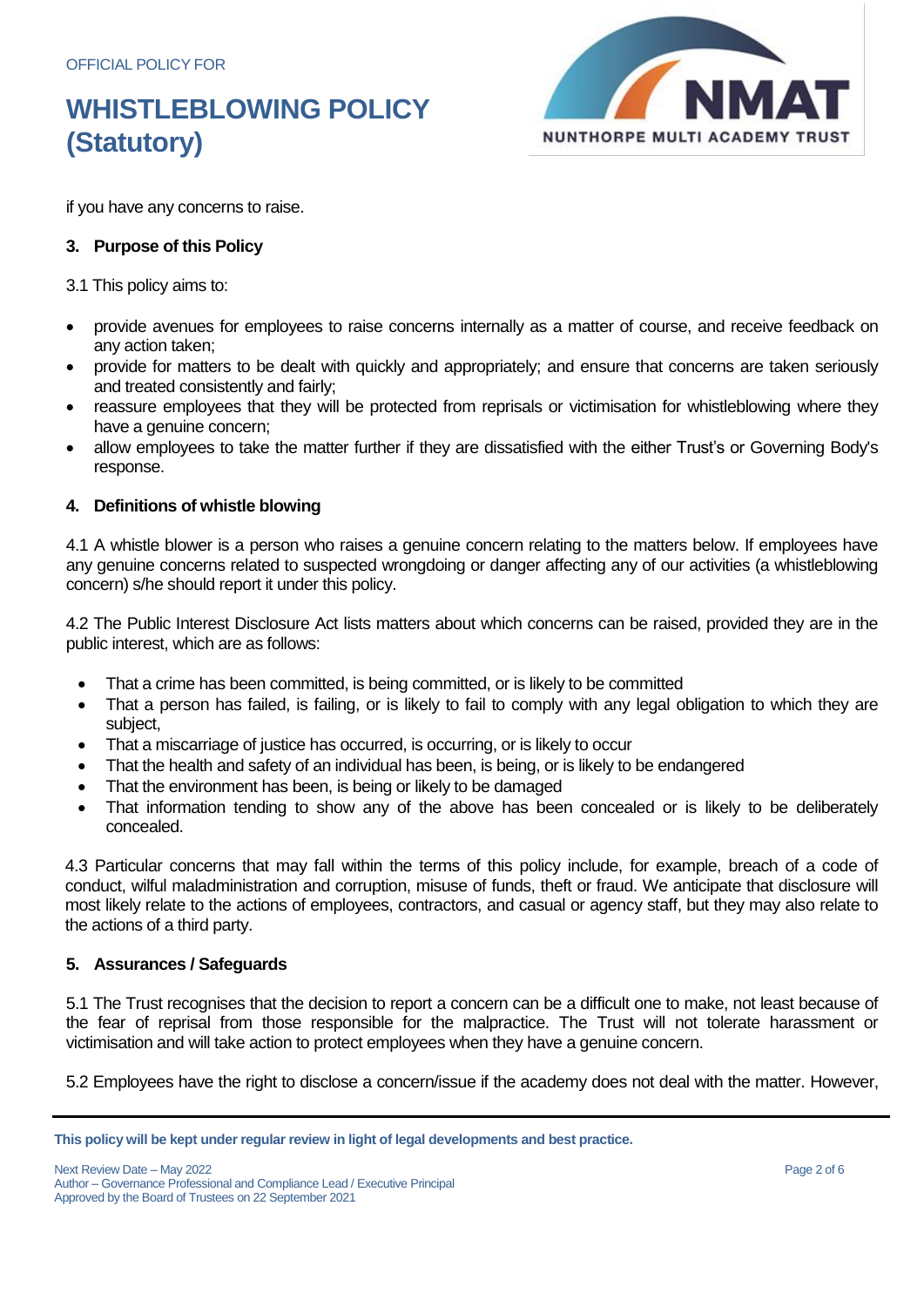if you have any concerns to raise.

## 3. Purpose of this Policy

3.1 This policy aims to:

- provide avenues for employees to raise concerns internally as a matter of course, and receive feedback on any action taken;
- provide for matters to be dealt with quickly and appropriately; and ensure that concerns are taken seriously and treated consistently and fairly;
- reassure employees that they will be protected from reprisals or victimisation for whistleblowing where they have a genuine concern;
- allow employees to take the matter further if they are dissatisfied with the either Trust's or Governing Body's response.

## 4. Definitions of whistle blowing

4.1 A whistle blower is a person who raises a genuine concern relating to the matters below. If employees have any genuine concerns related to suspected wrongdoing or danger affecting any of our activities (a whistleblowing concern) s/he should report it under this policy.

4.2 The Public Interest Disclosure Act lists matters about which concerns can be raised, provided they are in the public interest, which are as follows:

- That a crime has been committed, is being committed, or is likely to be committed
- That a person has failed, is failing, or is likely to fail to comply with any legal obligation to which they are subject,
- That a miscarriage of justice has occurred, is occurring, or is likely to occur
- That the health and safety of an individual has been, is being, or is likely to be endangered
- That the environment has been, is being or likely to be damaged
- That information tending to show any of the above has been concealed or is likely to be deliberately concealed.

4.3 Particular concerns that may fall within the terms of this policy include, for example, breach of a code of conduct, wilful maladministration and corruption, misuse of funds, theft or fraud. We anticipate that disclosure will most likely relate to the actions of employees, contractors, and casual or agency staff, but they may also relate to the actions of a third party.

## 5. Assurances / Safeguards

5.1 The Trust recognises that the decision to report a concern can be a difficult one to make, not least because of the fear of reprisal from those responsible for the malpractice. The Trust will not tolerate harassment or victimisation and will take action to protect employees when they have a genuine concern.

5.2 Employees have the right to disclose a concern/issue if the academy does not deal with the matter. However,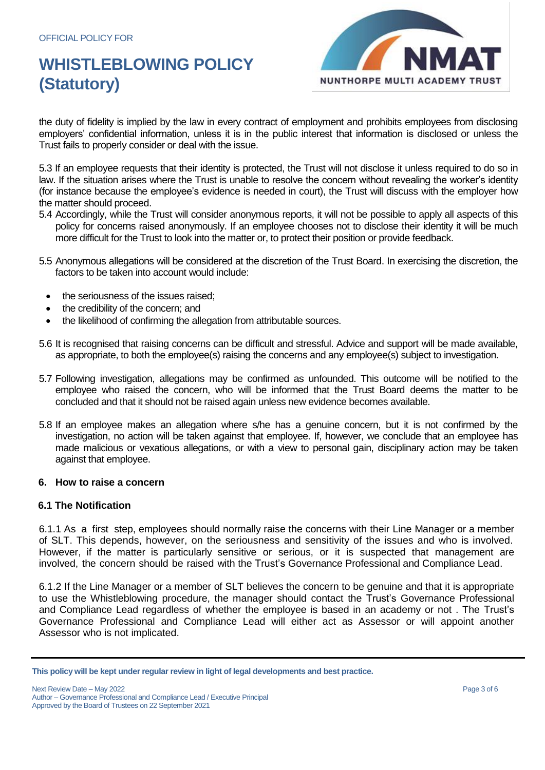the duty of fidelity is implied by the law in every contract of employment and prohibits employees from disclosing employers' confidential information, unless it is in the public interest that information is disclosed or unless the Trust fails to properly consider or deal with the issue.

5.3 If an employee requests that their identity is protected, the Trust will not disclose it unless required to do so in law. If the situation arises where the Trust is unable to resolve the concern without revealing the worker's identity (for instance because the employee's evidence is needed in court), the Trust will discuss with the employer how the matter should proceed.

5.4 Accordingly, while the Trust will consider anonymous reports, it will not be possible to apply all aspects of this policy for concerns raised anonymously. If an employee chooses not to disclose their identity it will be much more difficult for the Trust to look into the matter or, to protect their position or provide feedback.

5.5 Anonymous allegations will be considered at the discretion of the Trust Board. In exercising the discretion, the factors to be taken into account would include:

- the seriousness of the issues raised;
- the credibility of the concern; and
- the likelihood of confirming the allegation from attributable sources.

5.6 It is recognised that raising concerns can be difficult and stressful. Advice and support will be made available, as appropriate, to both the employee(s) raising the concerns and any employee(s) subject to investigation.

5.7 Following investigation, allegations may be confirmed as unfounded. This outcome will be notified to the employee who raised the concern, who will be informed that the Trust Board deems the matter to be concluded and that it should not be raised again unless new evidence becomes available.

5.8 If an employee makes an allegation where s/he has a genuine concern, but it is not confirmed by the investigation, no action will be taken against that employee. If, however, we conclude that an employee has made malicious or vexatious allegations, or with a view to personal gain, disciplinary action may be taken against that employee.

## 6. How to raise a concern

### 6.1 The Notification

6.1.1 As a first step, employees should normally raise the concerns with their Line Manager or a member of SLT. This depends, however, on the seriousness and sensitivity of the issues and who is involved. However, if the matter is particularly sensitive or serious, or it is suspected that management are involved, the concern should be raised with the Trust's Governance Professional and Compliance Lead.

6.1.2 If the Line Manager or a member of SLT believes the concern to be genuine and that it is appropriate to use the Whistleblowing procedure, the manager should contact the Trust's Governance Professional and Compliance Lead regardless of whether the employee is based in an academy or not . The Trust's Governance Professional and Compliance Lead will either act as Assessor or will appoint another Assessor who is not implicated.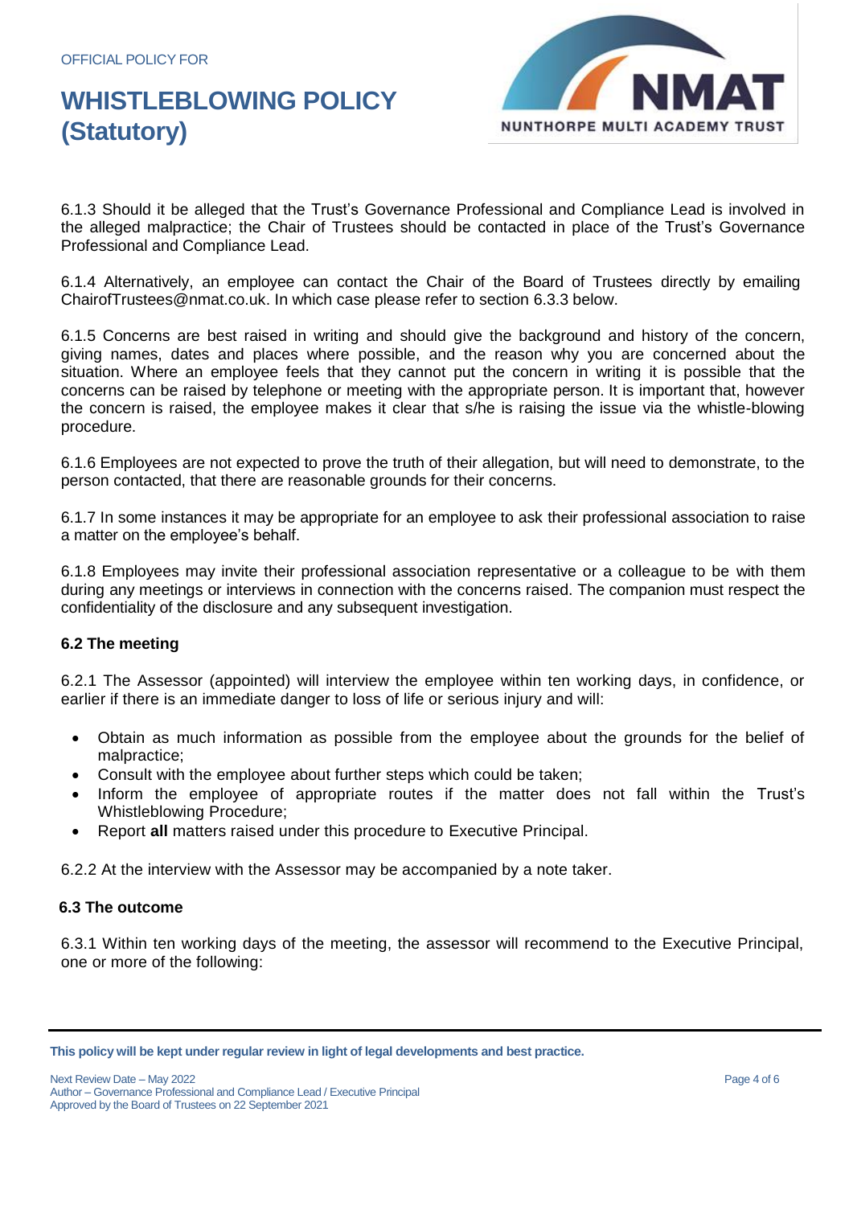6.1.3 Should it be alleged that the Trust's Governance Professional and Compliance Lead is involved in the alleged malpractice; the Chair of Trustees should be contacted in place of the Trust's Governance Professional and Compliance Lead.

6.1.4 Alternatively, an employee can contact the Chair of the Board of Trustees directly by emailing ChairofTrustees@nmat.co.uk. In which case please refer to section 6.3.3 below.

6.1.5 Concerns are best raised in writing and should give the background and history of the concern, giving names, dates and places where possible, and the reason why you are concerned about the situation. Where an employee feels that they cannot put the concern in writing it is possible that the concerns can be raised by telephone or meeting with the appropriate person. It is important that, however the concern is raised, the employee makes it clear that s/he is raising the issue via the whistle-blowing procedure.

6.1.6 Employees are not expected to prove the truth of their allegation, but will need to demonstrate, to the person contacted, that there are reasonable grounds for their concerns.

6.1.7 In some instances it may be appropriate for an employee to ask their professional association to raise a matter on the employee's behalf.

6.1.8 Employees may invite their professional association representative or a colleague to be with them during any meetings or interviews in connection with the concerns raised. The companion must respect the confidentiality of the disclosure and any subsequent investigation.

### 6.2 The meeting

6.2.1 The Assessor (appointed) will interview the employee within ten working days, in confidence, or earlier if there is an immediate danger to loss of life or serious injury and will:

- Obtain as much information as possible from the employee about the grounds for the belief of malpractice;
- Consult with the employee about further steps which could be taken;
- Inform the employee of appropriate routes if the matter does not fall within the Trust's Whistleblowing Procedure;
- Report **all** matters raised under this procedure to Executive Principal.

6.2.2 At the interview with the Assessor may be accompanied by a note taker.

### 6.3 The outcome

6.3.1 Within ten working days of the meeting, the assessor will recommend to the Executive Principal, one or more of the following:

**This policy will be kept under regular review in light of legal developments and best practice.**

Next Review Date – May 2022
Author – Governance Professional and Compliance Lead / Executive Principal
Approved by the Board of Trustees on 22 September 2021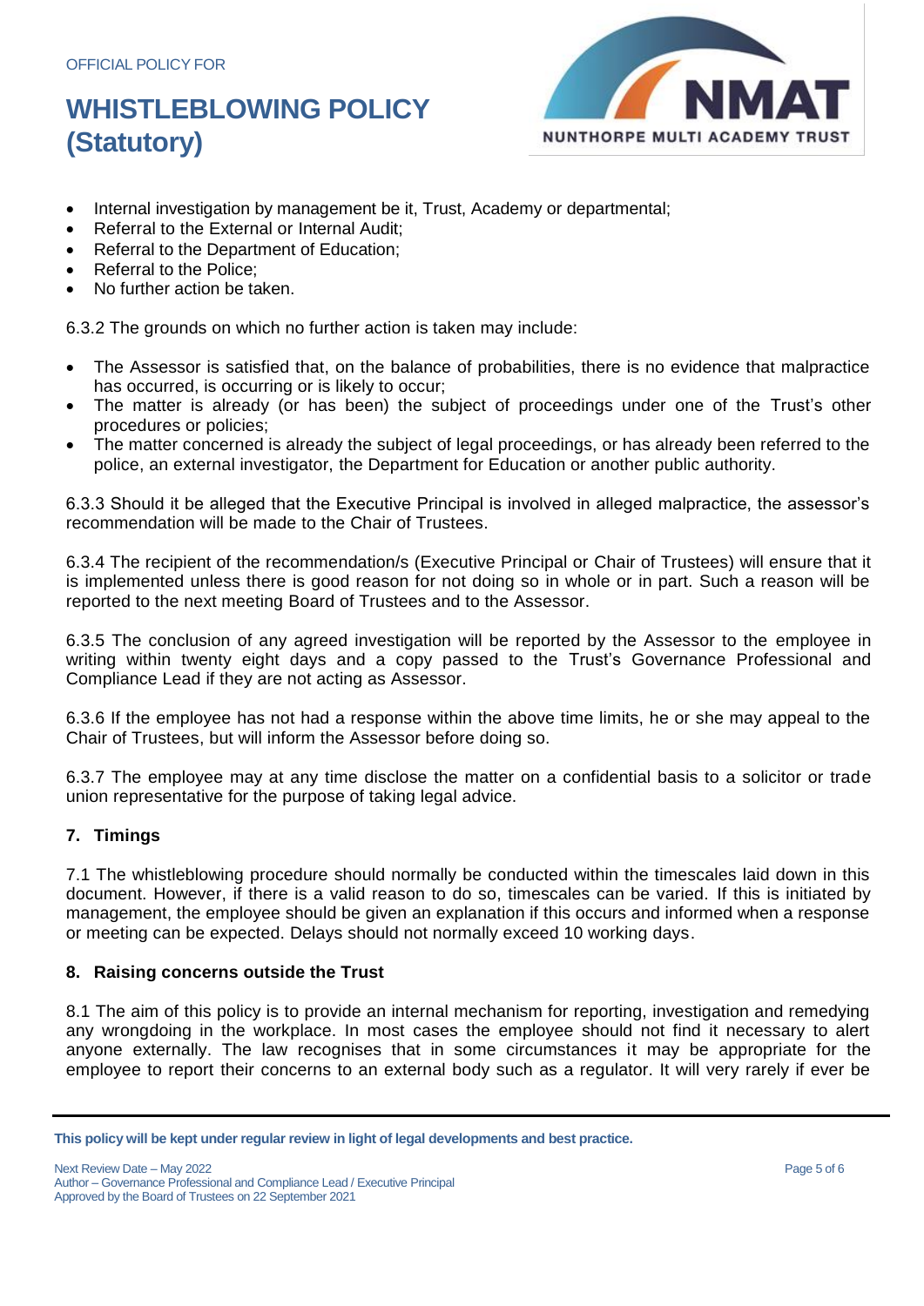- Internal investigation by management be it, Trust, Academy or departmental;
- Referral to the External or Internal Audit;
- Referral to the Department of Education;
- Referral to the Police;
- No further action be taken.

6.3.2 The grounds on which no further action is taken may include:

- The Assessor is satisfied that, on the balance of probabilities, there is no evidence that malpractice has occurred, is occurring or is likely to occur;
- The matter is already (or has been) the subject of proceedings under one of the Trust's other procedures or policies;
- The matter concerned is already the subject of legal proceedings, or has already been referred to the police, an external investigator, the Department for Education or another public authority.

6.3.3 Should it be alleged that the Executive Principal is involved in alleged malpractice, the assessor's recommendation will be made to the Chair of Trustees.

6.3.4 The recipient of the recommendation/s (Executive Principal or Chair of Trustees) will ensure that it is implemented unless there is good reason for not doing so in whole or in part. Such a reason will be reported to the next meeting Board of Trustees and to the Assessor.

6.3.5 The conclusion of any agreed investigation will be reported by the Assessor to the employee in writing within twenty eight days and a copy passed to the Trust's Governance Professional and Compliance Lead if they are not acting as Assessor.

6.3.6 If the employee has not had a response within the above time limits, he or she may appeal to the Chair of Trustees, but will inform the Assessor before doing so.

6.3.7 The employee may at any time disclose the matter on a confidential basis to a solicitor or trade union representative for the purpose of taking legal advice.

## 7. Timings

7.1 The whistleblowing procedure should normally be conducted within the timescales laid down in this document. However, if there is a valid reason to do so, timescales can be varied. If this is initiated by management, the employee should be given an explanation if this occurs and informed when a response or meeting can be expected. Delays should not normally exceed 10 working days.

## 8. Raising concerns outside the Trust

8.1 The aim of this policy is to provide an internal mechanism for reporting, investigation and remedying any wrongdoing in the workplace. In most cases the employee should not find it necessary to alert anyone externally. The law recognises that in some circumstances it may be appropriate for the employee to report their concerns to an external body such as a regulator. It will very rarely if ever be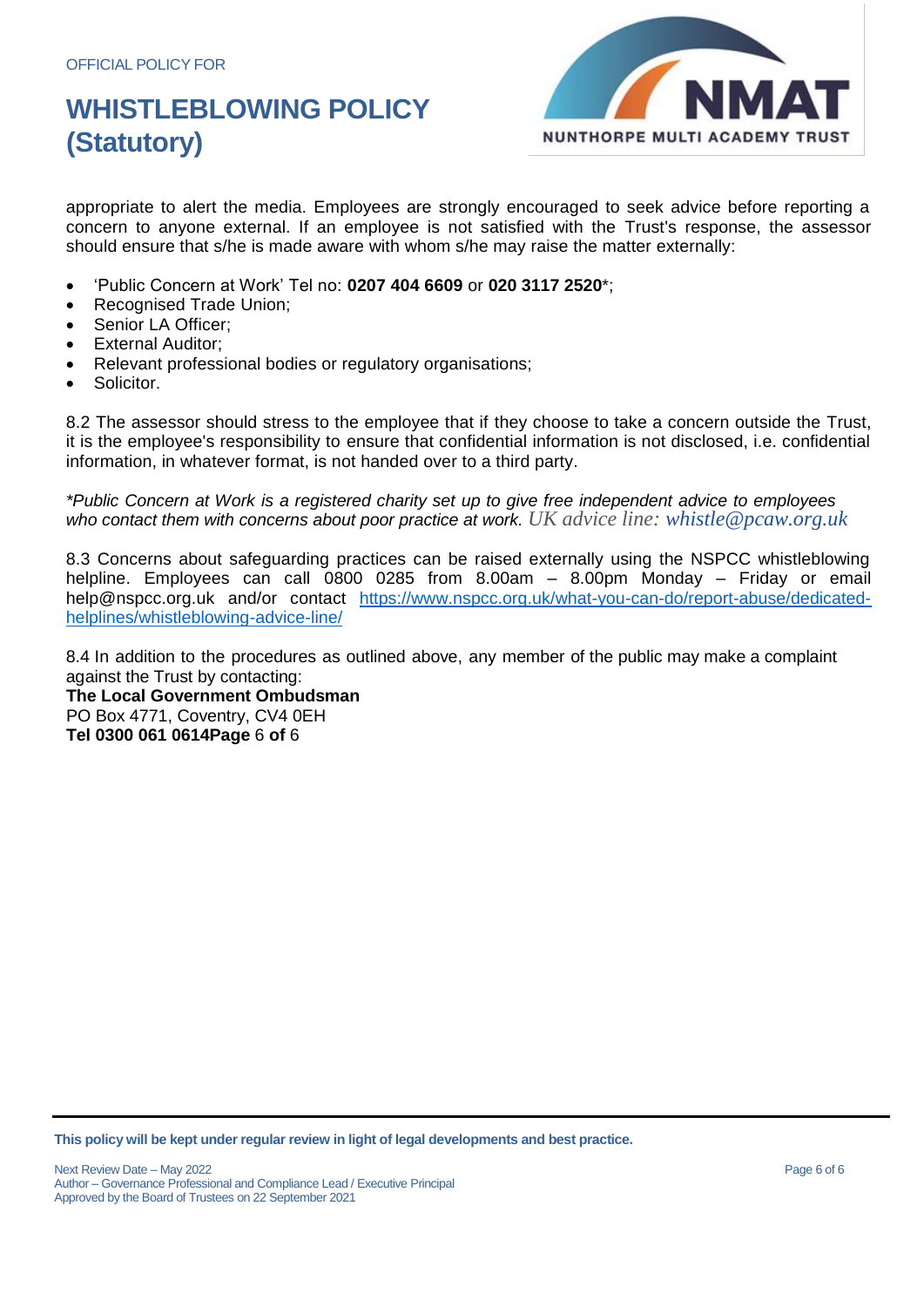appropriate to alert the media. Employees are strongly encouraged to seek advice before reporting a concern to anyone external. If an employee is not satisfied with the Trust's response, the assessor should ensure that s/he is made aware with whom s/he may raise the matter externally:

- 'Public Concern at Work' Tel no: **0207 404 6609** or **020 3117 2520***;
- Recognised Trade Union;
- Senior LA Officer;
- External Auditor;
- Relevant professional bodies or regulatory organisations;
- Solicitor.

8.2 The assessor should stress to the employee that if they choose to take a concern outside the Trust, it is the employee's responsibility to ensure that confidential information is not disclosed, i.e. confidential information, in whatever format, is not handed over to a third party.

*\*Public Concern at Work is a registered charity set up to give free independent advice to employees who contact them with concerns about poor practice at work. UK advice line: whistle@pcaw.org.uk*

8.3 Concerns about safeguarding practices can be raised externally using the NSPCC whistleblowing helpline. Employees can call 0800 0285 from 8.00am – 8.00pm Monday – Friday or email help@nspcc.org.uk and/or contact https://www.nspcc.org.uk/what-you-can-do/report-abuse/dedicated-helplines/whistleblowing-advice-line/

8.4 In addition to the procedures as outlined above, any member of the public may make a complaint against the Trust by contacting:
**The Local Government Ombudsman**
PO Box 4771, Coventry, CV4 0EH
**Tel 0300 061 0614**

**This policy will be kept under regular review in light of legal developments and best practice.**

Next Review Date – May 2022
Author – Governance Professional and Compliance Lead / Executive Principal
Approved by the Board of Trustees on 22 September 2021